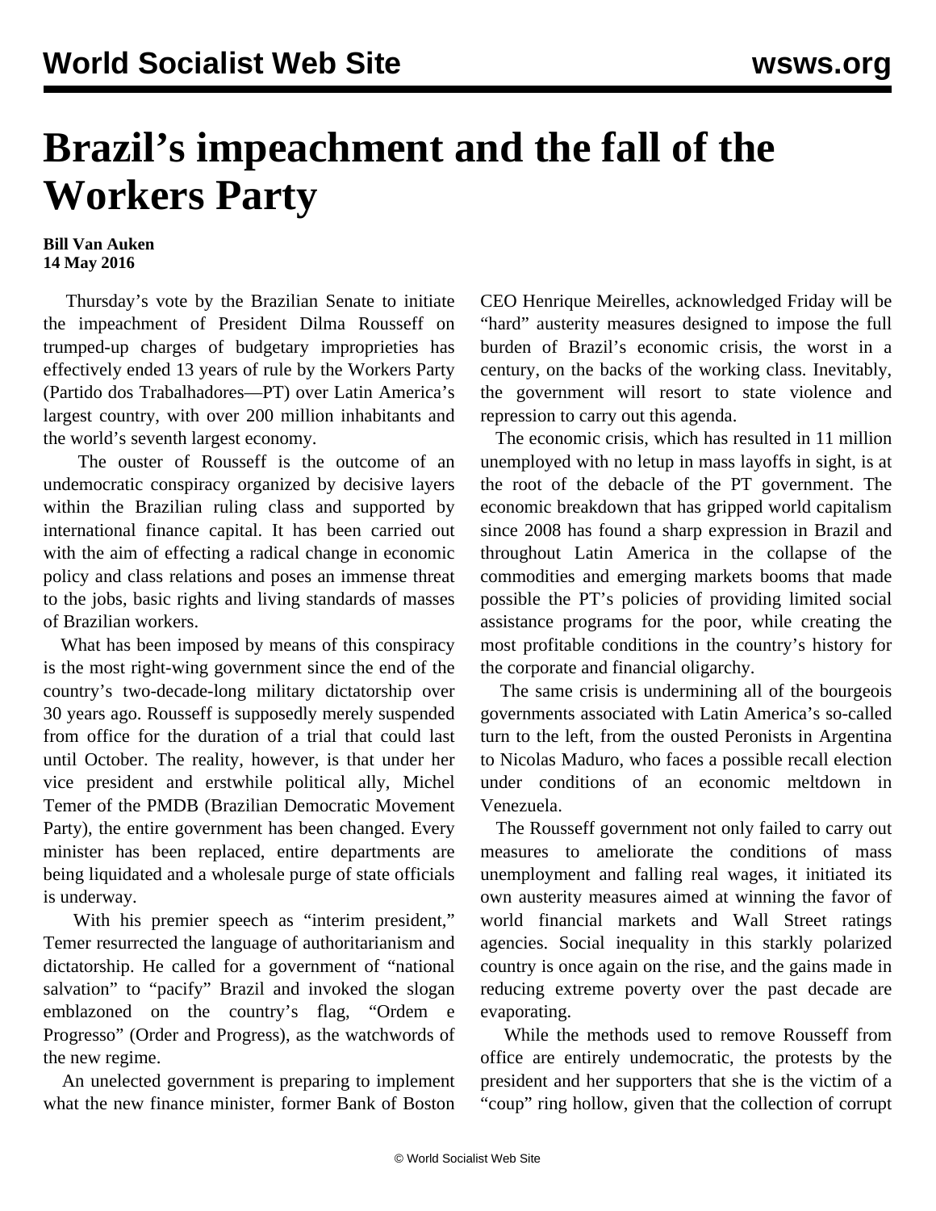# Brazil's impeachment and the fall of the Workers Party

**Bill Van Auken**
**14 May 2016**

Thursday's vote by the Brazilian Senate to initiate the impeachment of President Dilma Rousseff on trumped-up charges of budgetary improprieties has effectively ended 13 years of rule by the Workers Party (Partido dos Trabalhadores—PT) over Latin America's largest country, with over 200 million inhabitants and the world's seventh largest economy.

The ouster of Rousseff is the outcome of an undemocratic conspiracy organized by decisive layers within the Brazilian ruling class and supported by international finance capital. It has been carried out with the aim of effecting a radical change in economic policy and class relations and poses an immense threat to the jobs, basic rights and living standards of masses of Brazilian workers.

What has been imposed by means of this conspiracy is the most right-wing government since the end of the country's two-decade-long military dictatorship over 30 years ago. Rousseff is supposedly merely suspended from office for the duration of a trial that could last until October. The reality, however, is that under her vice president and erstwhile political ally, Michel Temer of the PMDB (Brazilian Democratic Movement Party), the entire government has been changed. Every minister has been replaced, entire departments are being liquidated and a wholesale purge of state officials is underway.

With his premier speech as "interim president," Temer resurrected the language of authoritarianism and dictatorship. He called for a government of "national salvation" to "pacify" Brazil and invoked the slogan emblazoned on the country's flag, "Ordem e Progresso" (Order and Progress), as the watchwords of the new regime.

An unelected government is preparing to implement what the new finance minister, former Bank of Boston CEO Henrique Meirelles, acknowledged Friday will be "hard" austerity measures designed to impose the full burden of Brazil's economic crisis, the worst in a century, on the backs of the working class. Inevitably, the government will resort to state violence and repression to carry out this agenda.

The economic crisis, which has resulted in 11 million unemployed with no letup in mass layoffs in sight, is at the root of the debacle of the PT government. The economic breakdown that has gripped world capitalism since 2008 has found a sharp expression in Brazil and throughout Latin America in the collapse of the commodities and emerging markets booms that made possible the PT's policies of providing limited social assistance programs for the poor, while creating the most profitable conditions in the country's history for the corporate and financial oligarchy.

The same crisis is undermining all of the bourgeois governments associated with Latin America's so-called turn to the left, from the ousted Peronists in Argentina to Nicolas Maduro, who faces a possible recall election under conditions of an economic meltdown in Venezuela.

The Rousseff government not only failed to carry out measures to ameliorate the conditions of mass unemployment and falling real wages, it initiated its own austerity measures aimed at winning the favor of world financial markets and Wall Street ratings agencies. Social inequality in this starkly polarized country is once again on the rise, and the gains made in reducing extreme poverty over the past decade are evaporating.

While the methods used to remove Rousseff from office are entirely undemocratic, the protests by the president and her supporters that she is the victim of a "coup" ring hollow, given that the collection of corrupt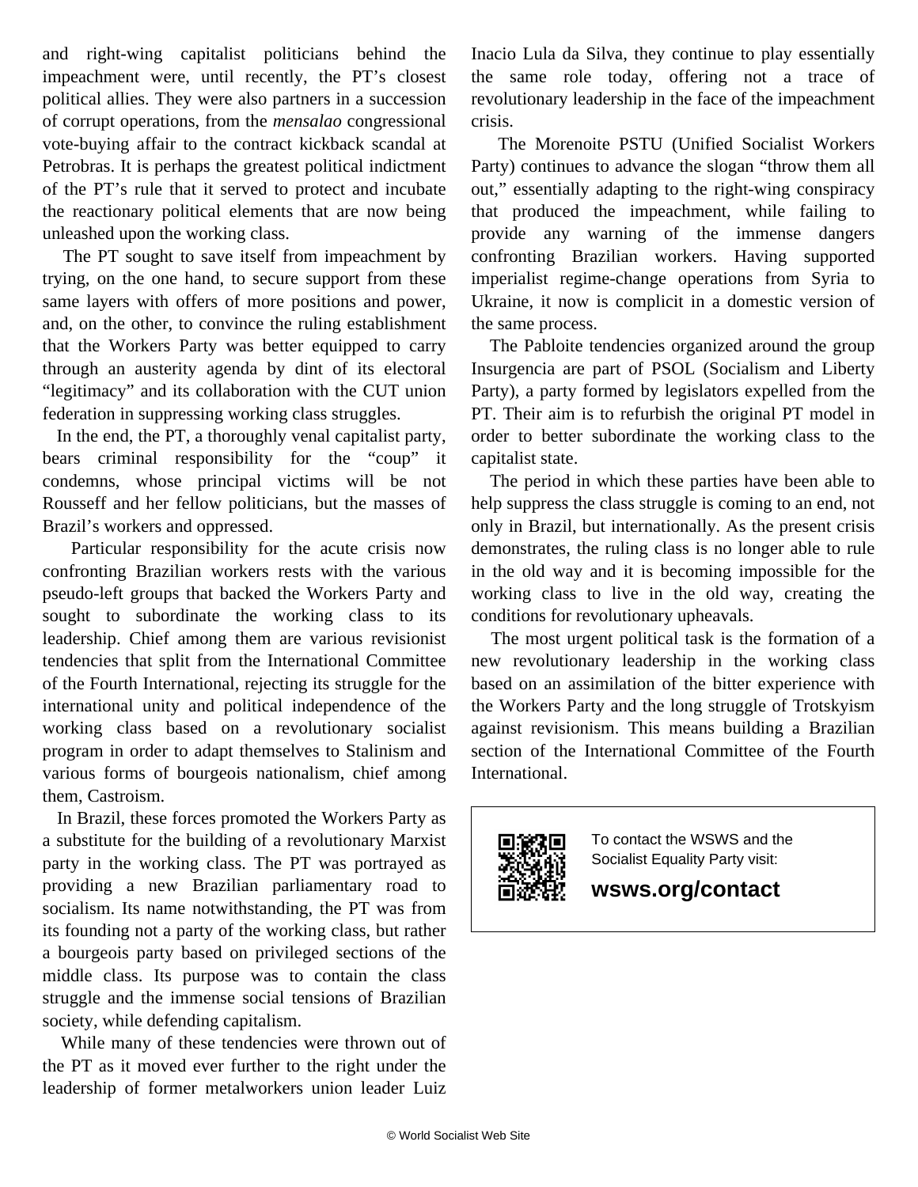and right-wing capitalist politicians behind the impeachment were, until recently, the PT's closest political allies. They were also partners in a succession of corrupt operations, from the *mensalao* congressional vote-buying affair to the contract kickback scandal at Petrobras. It is perhaps the greatest political indictment of the PT's rule that it served to protect and incubate the reactionary political elements that are now being unleashed upon the working class.

The PT sought to save itself from impeachment by trying, on the one hand, to secure support from these same layers with offers of more positions and power, and, on the other, to convince the ruling establishment that the Workers Party was better equipped to carry through an austerity agenda by dint of its electoral "legitimacy" and its collaboration with the CUT union federation in suppressing working class struggles.

In the end, the PT, a thoroughly venal capitalist party, bears criminal responsibility for the "coup" it condemns, whose principal victims will be not Rousseff and her fellow politicians, but the masses of Brazil's workers and oppressed.

Particular responsibility for the acute crisis now confronting Brazilian workers rests with the various pseudo-left groups that backed the Workers Party and sought to subordinate the working class to its leadership. Chief among them are various revisionist tendencies that split from the International Committee of the Fourth International, rejecting its struggle for the international unity and political independence of the working class based on a revolutionary socialist program in order to adapt themselves to Stalinism and various forms of bourgeois nationalism, chief among them, Castroism.

In Brazil, these forces promoted the Workers Party as a substitute for the building of a revolutionary Marxist party in the working class. The PT was portrayed as providing a new Brazilian parliamentary road to socialism. Its name notwithstanding, the PT was from its founding not a party of the working class, but rather a bourgeois party based on privileged sections of the middle class. Its purpose was to contain the class struggle and the immense social tensions of Brazilian society, while defending capitalism.

While many of these tendencies were thrown out of the PT as it moved ever further to the right under the leadership of former metalworkers union leader Luiz Inacio Lula da Silva, they continue to play essentially the same role today, offering not a trace of revolutionary leadership in the face of the impeachment crisis.

The Morenoite PSTU (Unified Socialist Workers Party) continues to advance the slogan "throw them all out," essentially adapting to the right-wing conspiracy that produced the impeachment, while failing to provide any warning of the immense dangers confronting Brazilian workers. Having supported imperialist regime-change operations from Syria to Ukraine, it now is complicit in a domestic version of the same process.

The Pabloite tendencies organized around the group Insurgencia are part of PSOL (Socialism and Liberty Party), a party formed by legislators expelled from the PT. Their aim is to refurbish the original PT model in order to better subordinate the working class to the capitalist state.

The period in which these parties have been able to help suppress the class struggle is coming to an end, not only in Brazil, but internationally. As the present crisis demonstrates, the ruling class is no longer able to rule in the old way and it is becoming impossible for the working class to live in the old way, creating the conditions for revolutionary upheavals.

The most urgent political task is the formation of a new revolutionary leadership in the working class based on an assimilation of the bitter experience with the Workers Party and the long struggle of Trotskyism against revisionism. This means building a Brazilian section of the International Committee of the Fourth International.

To contact the WSWS and the Socialist Equality Party visit:

**wsws.org/contact**